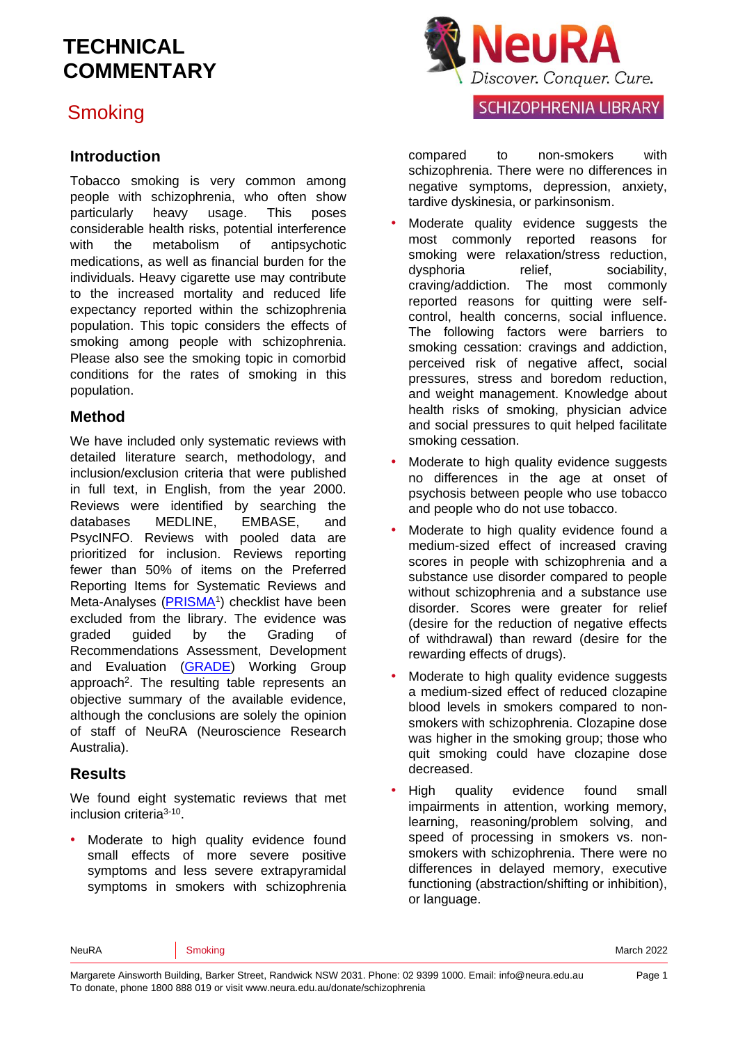# TECHNICAL COMMENTARY

## Smoking

### Introduction

Tobacco smoking is very common among people with schizophrenia, who often show particularly heavy usage. This poses considerable health risks, potential interference with the metabolism of antipsychotic medications, as well as financial burden for the individuals. Heavy cigarette use may contribute to the increased mortality and reduced life expectancy reported within the schizophrenia population. This topic considers the effects of smoking among people with schizophrenia. Please also see the smoking topic in comorbid conditions for the rates of smoking in this population.

### Method

We have included only systematic reviews with detailed literature search, methodology, and inclusion/exclusion criteria that were published in full text, in English, from the year 2000. Reviews were identified by searching the databases MEDLINE, EMBASE, and PsycINFO. Reviews with pooled data are prioritized for inclusion. Reviews reporting fewer than 50% of items on the Preferred Reporting Items for Systematic Reviews and Meta-Analyses (PRISMA[1]) checklist have been excluded from the library. The evidence was graded guided by the Grading of Recommendations Assessment, Development and Evaluation (GRADE) Working Group approach[2]. The resulting table represents an objective summary of the available evidence, although the conclusions are solely the opinion of staff of NeuRA (Neuroscience Research Australia).

### Results

We found eight systematic reviews that met inclusion criteria[3-10].

- Moderate to high quality evidence found small effects of more severe positive symptoms and less severe extrapyramidal symptoms in smokers with schizophrenia compared to non-smokers with schizophrenia. There were no differences in negative symptoms, depression, anxiety, tardive dyskinesia, or parkinsonism.
- Moderate quality evidence suggests the most commonly reported reasons for smoking were relaxation/stress reduction, dysphoria relief, sociability, craving/addiction. The most commonly reported reasons for quitting were self-control, health concerns, social influence. The following factors were barriers to smoking cessation: cravings and addiction, perceived risk of negative affect, social pressures, stress and boredom reduction, and weight management. Knowledge about health risks of smoking, physician advice and social pressures to quit helped facilitate smoking cessation.
- Moderate to high quality evidence suggests no differences in the age at onset of psychosis between people who use tobacco and people who do not use tobacco.
- Moderate to high quality evidence found a medium-sized effect of increased craving scores in people with schizophrenia and a substance use disorder compared to people without schizophrenia and a substance use disorder. Scores were greater for relief (desire for the reduction of negative effects of withdrawal) than reward (desire for the rewarding effects of drugs).
- Moderate to high quality evidence suggests a medium-sized effect of reduced clozapine blood levels in smokers compared to non-smokers with schizophrenia. Clozapine dose was higher in the smoking group; those who quit smoking could have clozapine dose decreased.
- High quality evidence found small impairments in attention, working memory, learning, reasoning/problem solving, and speed of processing in smokers vs. non-smokers with schizophrenia. There were no differences in delayed memory, executive functioning (abstraction/shifting or inhibition), or language.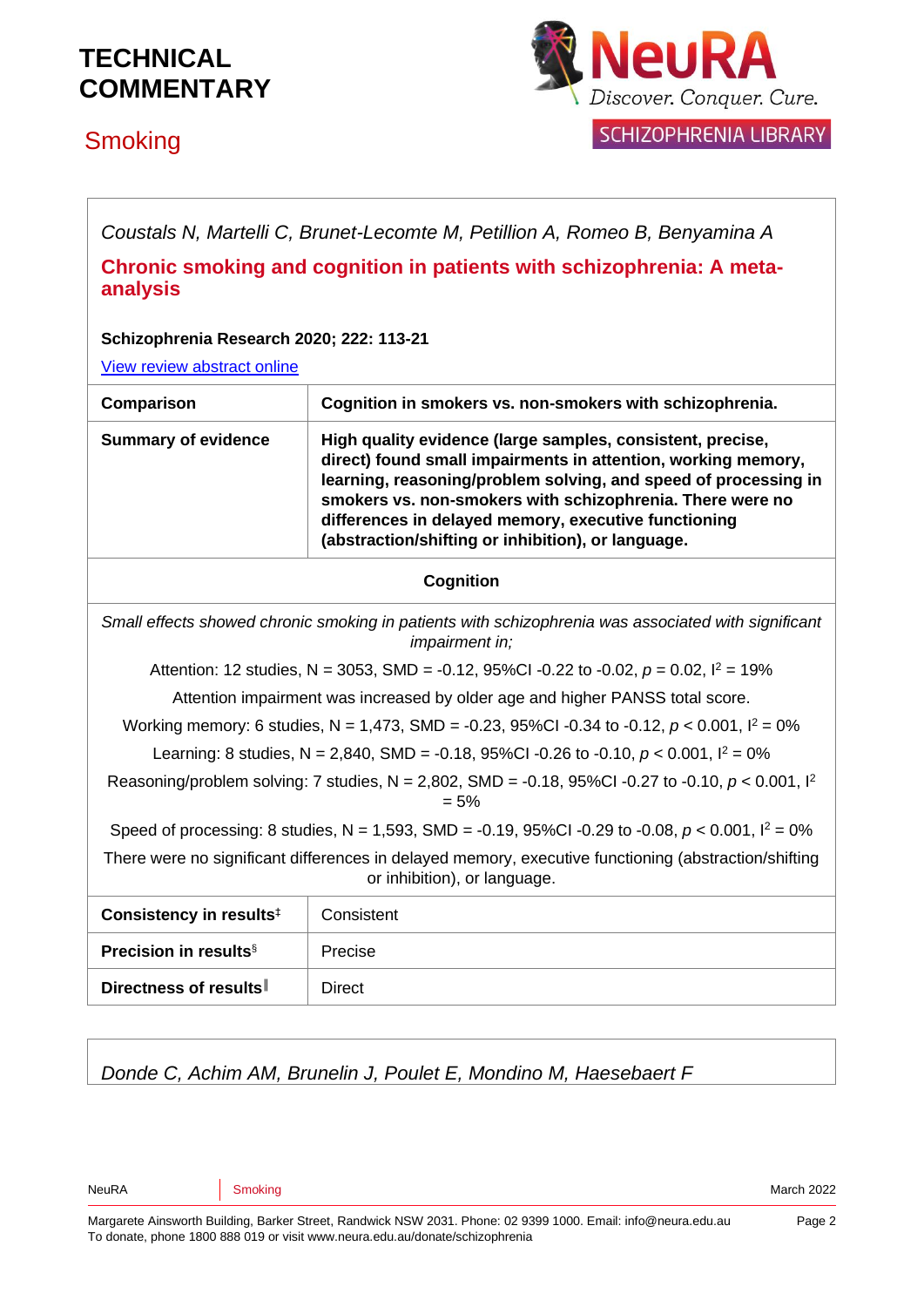*Coustals N, Martelli C, Brunet-Lecomte M, Petillion A, Romeo B, Benyamina A*

## Chronic smoking and cognition in patients with schizophrenia: A meta-analysis

**Schizophrenia Research 2020; 222: 113-21**

View review abstract online

| Comparison | Cognition in smokers vs. non-smokers with schizophrenia. |
|---|---|
| Summary of evidence | High quality evidence (large samples, consistent, precise, direct) found small impairments in attention, working memory, learning, reasoning/problem solving, and speed of processing in smokers vs. non-smokers with schizophrenia. There were no differences in delayed memory, executive functioning (abstraction/shifting or inhibition), or language. |

**Cognition**

*Small effects showed chronic smoking in patients with schizophrenia was associated with significant impairment in;*

Attention: 12 studies, N = 3053, SMD = -0.12, 95%CI -0.22 to -0.02, $p = 0.02$, $I^2 = 19\%$

Attention impairment was increased by older age and higher PANSS total score.

Working memory: 6 studies, N = 1,473, SMD = -0.23, 95%CI -0.34 to -0.12, $p < 0.001$, $I^2 = 0\%$

Learning: 8 studies, N = 2,840, SMD = -0.18, 95%CI -0.26 to -0.10, $p < 0.001$, $I^2 = 0\%$

Reasoning/problem solving: 7 studies, N = 2,802, SMD = -0.18, 95%CI -0.27 to -0.10, $p < 0.001$, $I^2 = 5\%$

Speed of processing: 8 studies, N = 1,593, SMD = -0.19, 95%CI -0.29 to -0.08, $p < 0.001$, $I^2 = 0\%$

There were no significant differences in delayed memory, executive functioning (abstraction/shifting or inhibition), or language.

| Consistency in results‡ | Consistent |
|---|---|
| Precision in results§ | Precise |
| Directness of results‖ | Direct |

*Donde C, Achim AM, Brunelin J, Poulet E, Mondino M, Haesebaert F*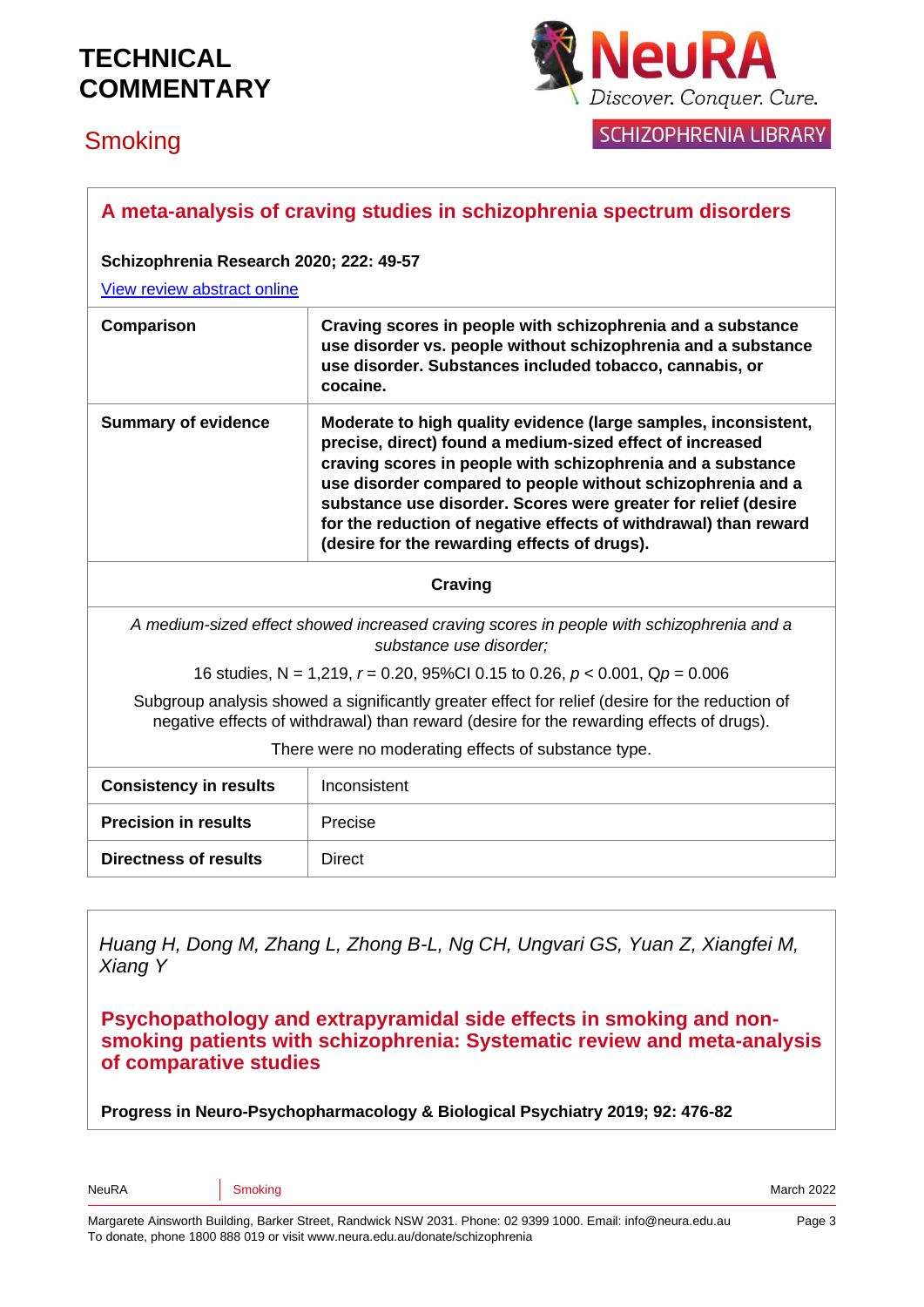## A meta-analysis of craving studies in schizophrenia spectrum disorders

**Schizophrenia Research 2020; 222: 49-57**

[View review abstract online]()

| | |
|---|---|
| **Comparison** | **Craving scores in people with schizophrenia and a substance use disorder vs. people without schizophrenia and a substance use disorder. Substances included tobacco, cannabis, or cocaine.** |
| **Summary of evidence** | **Moderate to high quality evidence (large samples, inconsistent, precise, direct) found a medium-sized effect of increased craving scores in people with schizophrenia and a substance use disorder compared to people without schizophrenia and a substance use disorder. Scores were greater for relief (desire for the reduction of negative effects of withdrawal) than reward (desire for the rewarding effects of drugs).** |

**Craving**

*A medium-sized effect showed increased craving scores in people with schizophrenia and a substance use disorder;*

16 studies, N = 1,219, $r = 0.20$, 95%CI 0.15 to 0.26, $p < 0.001$, $Qp = 0.006$

Subgroup analysis showed a significantly greater effect for relief (desire for the reduction of negative effects of withdrawal) than reward (desire for the rewarding effects of drugs).

There were no moderating effects of substance type.

| | |
|---|---|
| **Consistency in results** | Inconsistent |
| **Precision in results** | Precise |
| **Directness of results** | Direct |

*Huang H, Dong M, Zhang L, Zhong B-L, Ng CH, Ungvari GS, Yuan Z, Xiangfei M, Xiang Y*

## Psychopathology and extrapyramidal side effects in smoking and non-smoking patients with schizophrenia: Systematic review and meta-analysis of comparative studies

**Progress in Neuro-Psychopharmacology & Biological Psychiatry 2019; 92: 476-82**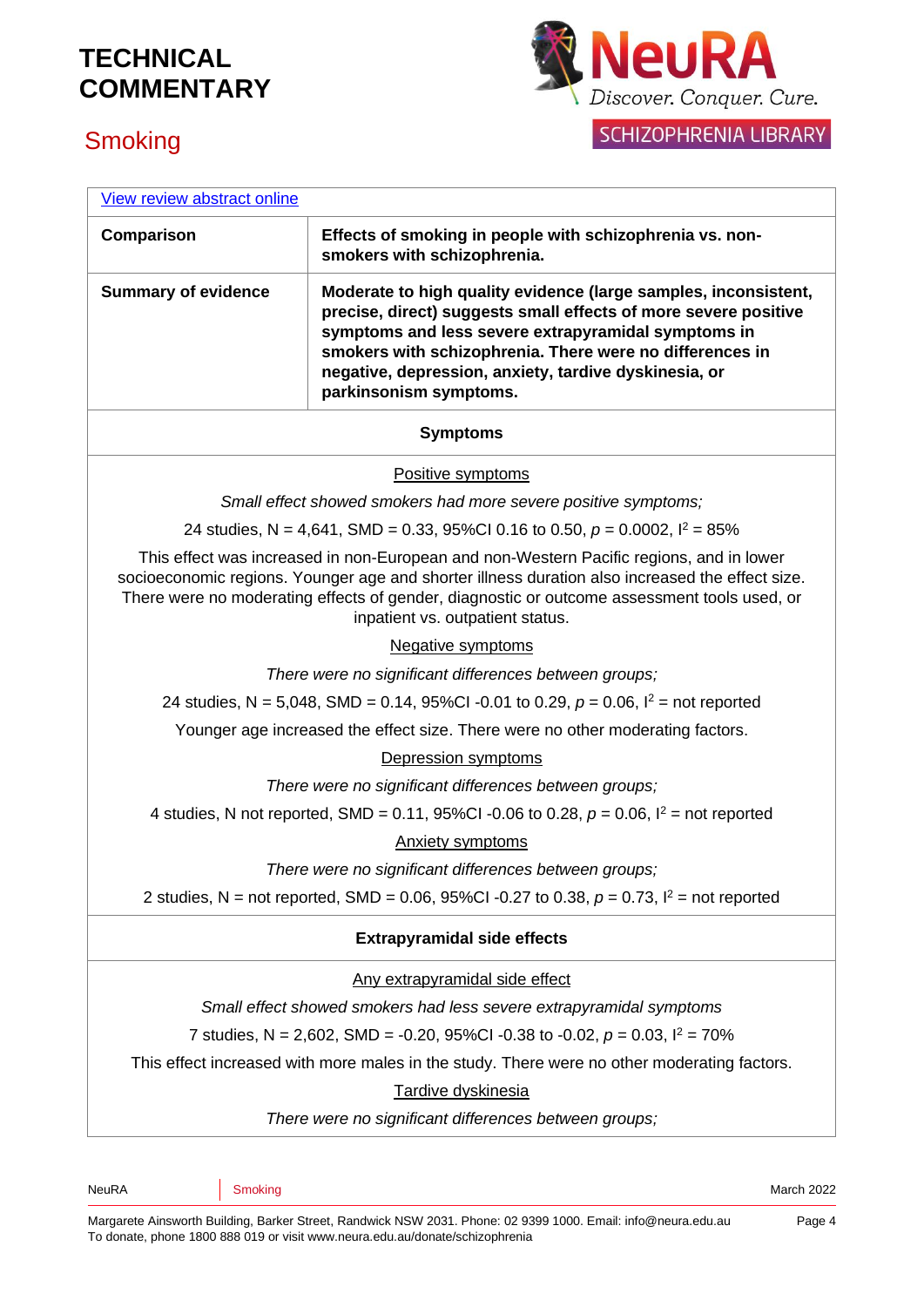# TECHNICAL COMMENTARY

## Smoking

| [View review abstract online]() | |
|---|---|
| **Comparison** | **Effects of smoking in people with schizophrenia vs. non-smokers with schizophrenia.** |
| **Summary of evidence** | **Moderate to high quality evidence (large samples, inconsistent, precise, direct) suggests small effects of more severe positive symptoms and less severe extrapyramidal symptoms in smokers with schizophrenia. There were no differences in negative, depression, anxiety, tardive dyskinesia, or parkinsonism symptoms.** |

### Symptoms

<u>Positive symptoms</u>

*Small effect showed smokers had more severe positive symptoms;*

24 studies, N = 4,641, SMD = 0.33, 95%CI 0.16 to 0.50, $p = 0.0002$, $I^2 = 85\%$

This effect was increased in non-European and non-Western Pacific regions, and in lower socioeconomic regions. Younger age and shorter illness duration also increased the effect size. There were no moderating effects of gender, diagnostic or outcome assessment tools used, or inpatient vs. outpatient status.

<u>Negative symptoms</u>

*There were no significant differences between groups;*

24 studies, N = 5,048, SMD = 0.14, 95%CI -0.01 to 0.29, $p = 0.06$, $I^2$ = not reported

Younger age increased the effect size. There were no other moderating factors.

<u>Depression symptoms</u>

*There were no significant differences between groups;*

4 studies, N not reported, SMD = 0.11, 95%CI -0.06 to 0.28, $p = 0.06$, $I^2$ = not reported

<u>Anxiety symptoms</u>

*There were no significant differences between groups;*

2 studies, N = not reported, SMD = 0.06, 95%CI -0.27 to 0.38, $p = 0.73$, $I^2$ = not reported

### Extrapyramidal side effects

<u>Any extrapyramidal side effect</u>

*Small effect showed smokers had less severe extrapyramidal symptoms*

7 studies, N = 2,602, SMD = -0.20, 95%CI -0.38 to -0.02, $p = 0.03$, $I^2 = 70\%$

This effect increased with more males in the study. There were no other moderating factors.

<u>Tardive dyskinesia</u>

*There were no significant differences between groups;*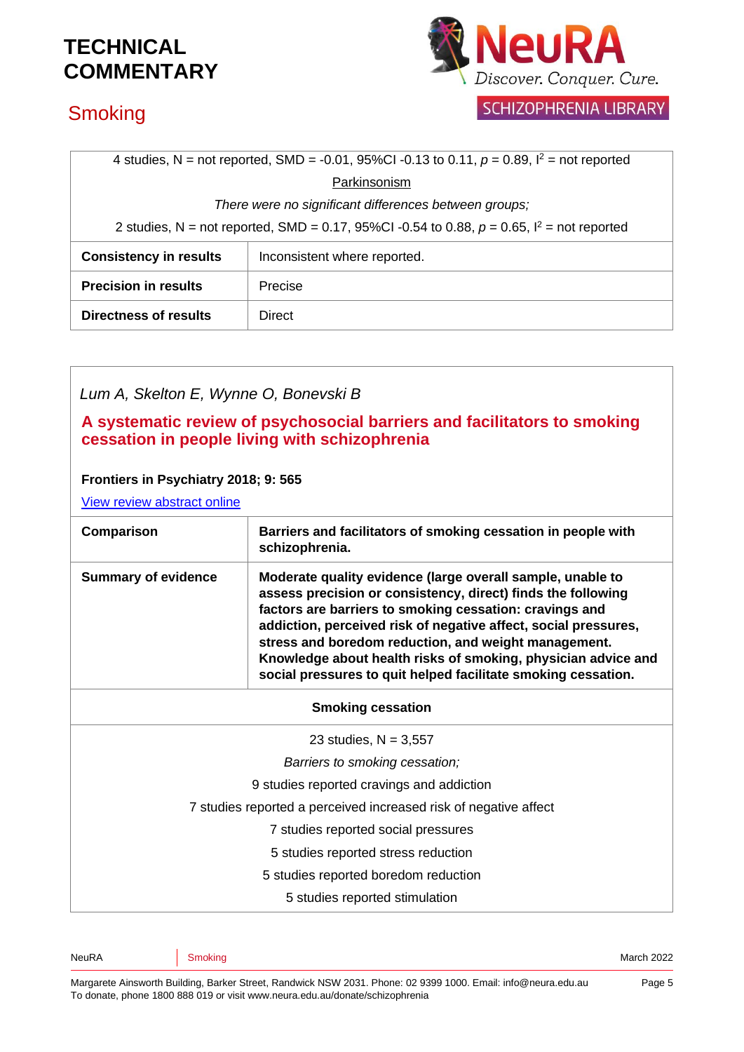| | |
|---|---|
| 4 studies, N = not reported, SMD = -0.01, 95%CI -0.13 to 0.11, $p$ = 0.89, $I^2$ = not reported | |
| Parkinsonism | |
| *There were no significant differences between groups;* | |
| 2 studies, N = not reported, SMD = 0.17, 95%CI -0.54 to 0.88, $p$ = 0.65, $I^2$ = not reported | |
| **Consistency in results** | Inconsistent where reported. |
| **Precision in results** | Precise |
| **Directness of results** | Direct |

*Lum A, Skelton E, Wynne O, Bonevski B*

## A systematic review of psychosocial barriers and facilitators to smoking cessation in people living with schizophrenia

**Frontiers in Psychiatry 2018; 9: 565**

View review abstract online

| | |
|---|---|
| **Comparison** | **Barriers and facilitators of smoking cessation in people with schizophrenia.** |
| **Summary of evidence** | **Moderate quality evidence (large overall sample, unable to assess precision or consistency, direct) finds the following factors are barriers to smoking cessation: cravings and addiction, perceived risk of negative affect, social pressures, stress and boredom reduction, and weight management. Knowledge about health risks of smoking, physician advice and social pressures to quit helped facilitate smoking cessation.** |
| **Smoking cessation** | |
| 23 studies, N = 3,557<br>*Barriers to smoking cessation;*<br>9 studies reported cravings and addiction<br>7 studies reported a perceived increased risk of negative affect<br>7 studies reported social pressures<br>5 studies reported stress reduction<br>5 studies reported boredom reduction<br>5 studies reported stimulation | |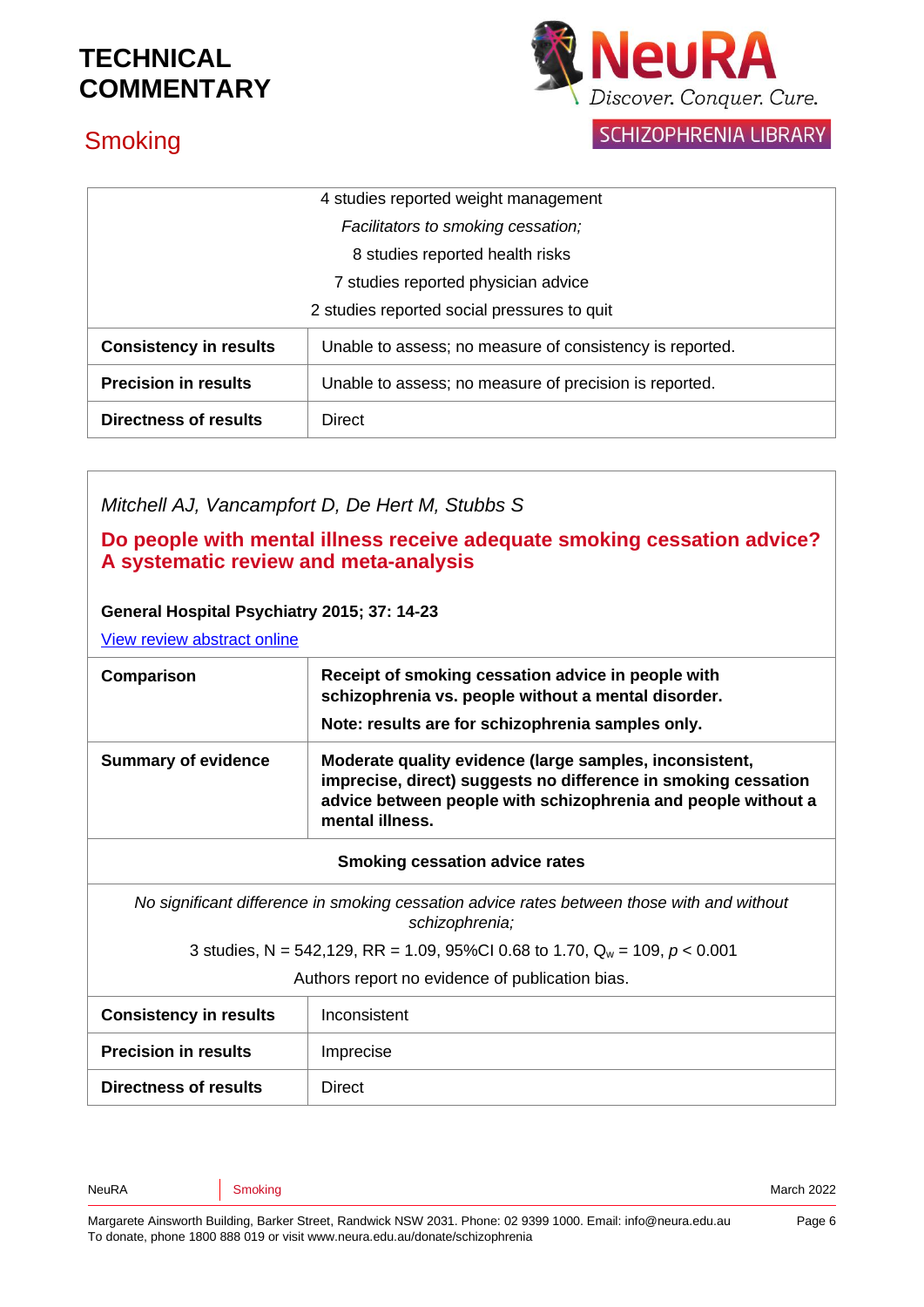| | |
|---|---|
| 4 studies reported weight management<br>*Facilitators to smoking cessation;*<br>8 studies reported health risks<br>7 studies reported physician advice<br>2 studies reported social pressures to quit | |
| **Consistency in results** | Unable to assess; no measure of consistency is reported. |
| **Precision in results** | Unable to assess; no measure of precision is reported. |
| **Directness of results** | Direct |

*Mitchell AJ, Vancampfort D, De Hert M, Stubbs S*

## Do people with mental illness receive adequate smoking cessation advice? A systematic review and meta-analysis

**General Hospital Psychiatry 2015; 37: 14-23**

View review abstract online

| | |
|---|---|
| **Comparison** | **Receipt of smoking cessation advice in people with schizophrenia vs. people without a mental disorder.**<br>**Note: results are for schizophrenia samples only.** |
| **Summary of evidence** | **Moderate quality evidence (large samples, inconsistent, imprecise, direct) suggests no difference in smoking cessation advice between people with schizophrenia and people without a mental illness.** |
| **Smoking cessation advice rates** | |
| *No significant difference in smoking cessation advice rates between those with and without schizophrenia;*<br>3 studies, N = 542,129, RR = 1.09, 95%CI 0.68 to 1.70, $Q_w$ = 109, $p < 0.001$<br>Authors report no evidence of publication bias. | |
| **Consistency in results** | Inconsistent |
| **Precision in results** | Imprecise |
| **Directness of results** | Direct |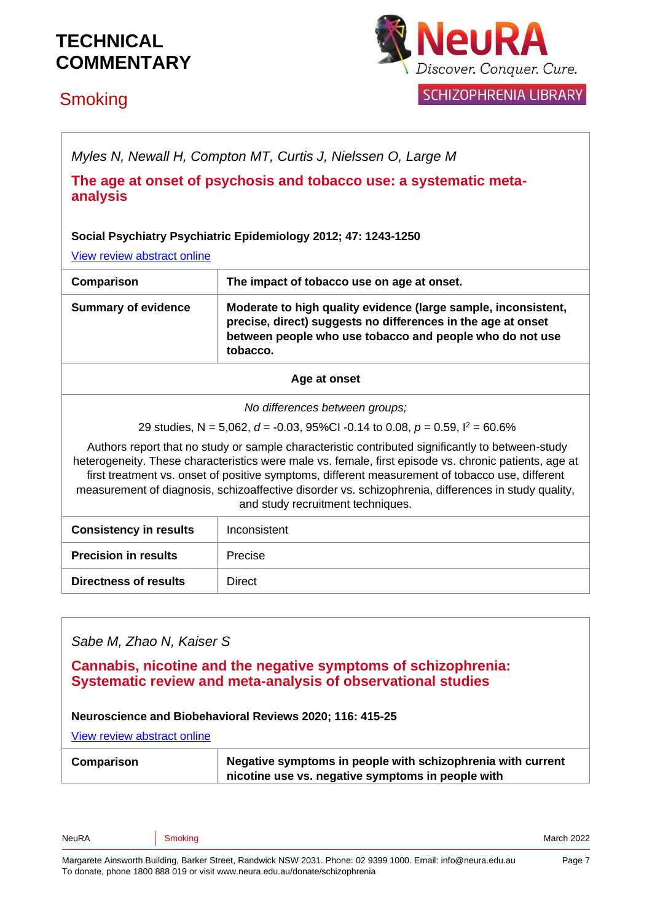*Myles N, Newall H, Compton MT, Curtis J, Nielssen O, Large M*

**The age at onset of psychosis and tobacco use: a systematic meta-analysis**

**Social Psychiatry Psychiatric Epidemiology 2012; 47: 1243-1250**

View review abstract online

| **Comparison** | **The impact of tobacco use on age at onset.** |
|---|---|
| **Summary of evidence** | **Moderate to high quality evidence (large sample, inconsistent, precise, direct) suggests no differences in the age at onset between people who use tobacco and people who do not use tobacco.** |
| **Age at onset** | |
| *No differences between groups;* <br> 29 studies, N = 5,062, $d$ = -0.03, 95%CI -0.14 to 0.08, $p$ = 0.59, $I^2$ = 60.6% <br> Authors report that no study or sample characteristic contributed significantly to between-study heterogeneity. These characteristics were male vs. female, first episode vs. chronic patients, age at first treatment vs. onset of positive symptoms, different measurement of tobacco use, different measurement of diagnosis, schizoaffective disorder vs. schizophrenia, differences in study quality, and study recruitment techniques. | |
| **Consistency in results** | Inconsistent |
| **Precision in results** | Precise |
| **Directness of results** | Direct |

*Sabe M, Zhao N, Kaiser S*

**Cannabis, nicotine and the negative symptoms of schizophrenia: Systematic review and meta-analysis of observational studies**

**Neuroscience and Biobehavioral Reviews 2020; 116: 415-25**

View review abstract online

| **Comparison** | **Negative symptoms in people with schizophrenia with current nicotine use vs. negative symptoms in people with** |
|---|---|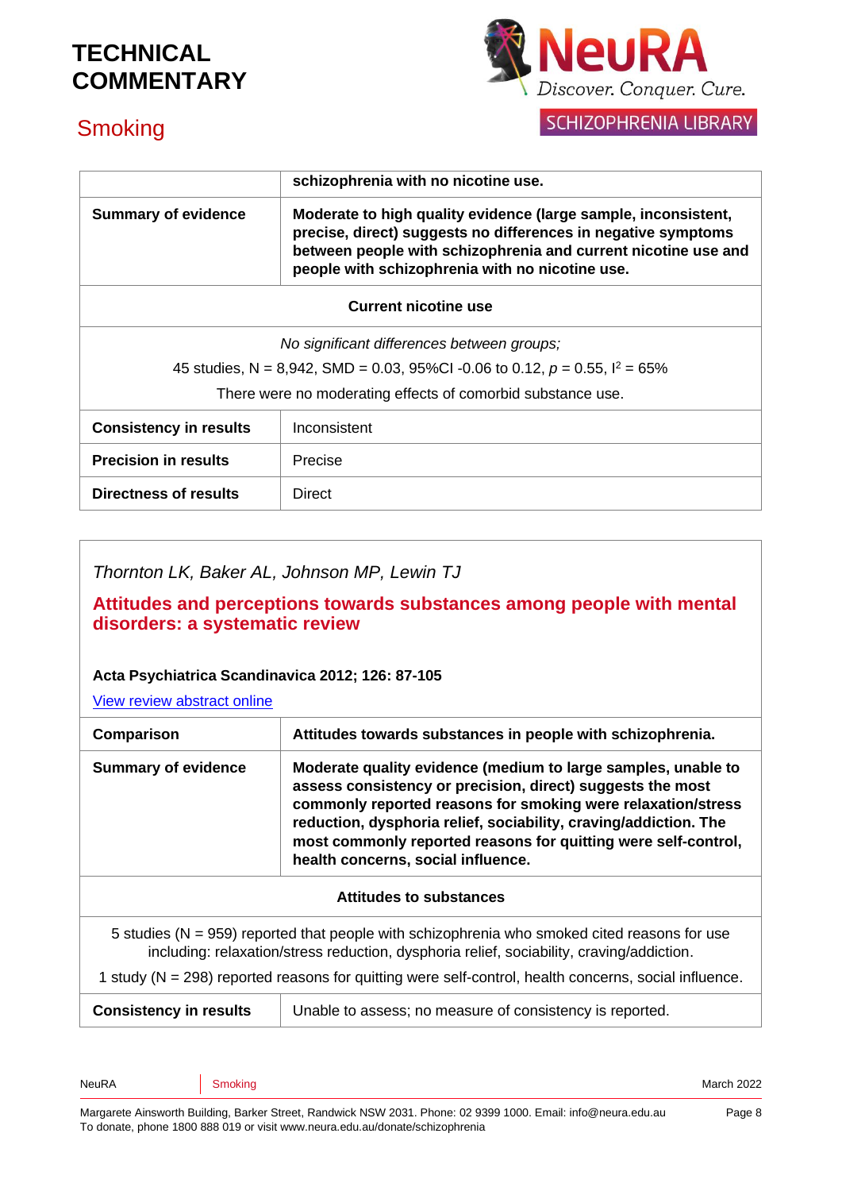| | **schizophrenia with no nicotine use.** |
|---|---|
| **Summary of evidence** | **Moderate to high quality evidence (large sample, inconsistent, precise, direct) suggests no differences in negative symptoms between people with schizophrenia and current nicotine use and people with schizophrenia with no nicotine use.** |
| **Current nicotine use** | |
| *No significant differences between groups;* 45 studies, N = 8,942, SMD = 0.03, 95%CI -0.06 to 0.12, $p = 0.55$, $I^2 = 65\%$ There were no moderating effects of comorbid substance use. | |
| **Consistency in results** | Inconsistent |
| **Precision in results** | Precise |
| **Directness of results** | Direct |

*Thornton LK, Baker AL, Johnson MP, Lewin TJ*

## Attitudes and perceptions towards substances among people with mental disorders: a systematic review

**Acta Psychiatrica Scandinavica 2012; 126: 87-105**

View review abstract online

| **Comparison** | **Attitudes towards substances in people with schizophrenia.** |
|---|---|
| **Summary of evidence** | **Moderate quality evidence (medium to large samples, unable to assess consistency or precision, direct) suggests the most commonly reported reasons for smoking were relaxation/stress reduction, dysphoria relief, sociability, craving/addiction. The most commonly reported reasons for quitting were self-control, health concerns, social influence.** |
| **Attitudes to substances** | |
| 5 studies (N = 959) reported that people with schizophrenia who smoked cited reasons for use including: relaxation/stress reduction, dysphoria relief, sociability, craving/addiction. 1 study (N = 298) reported reasons for quitting were self-control, health concerns, social influence. | |
| **Consistency in results** | Unable to assess; no measure of consistency is reported. |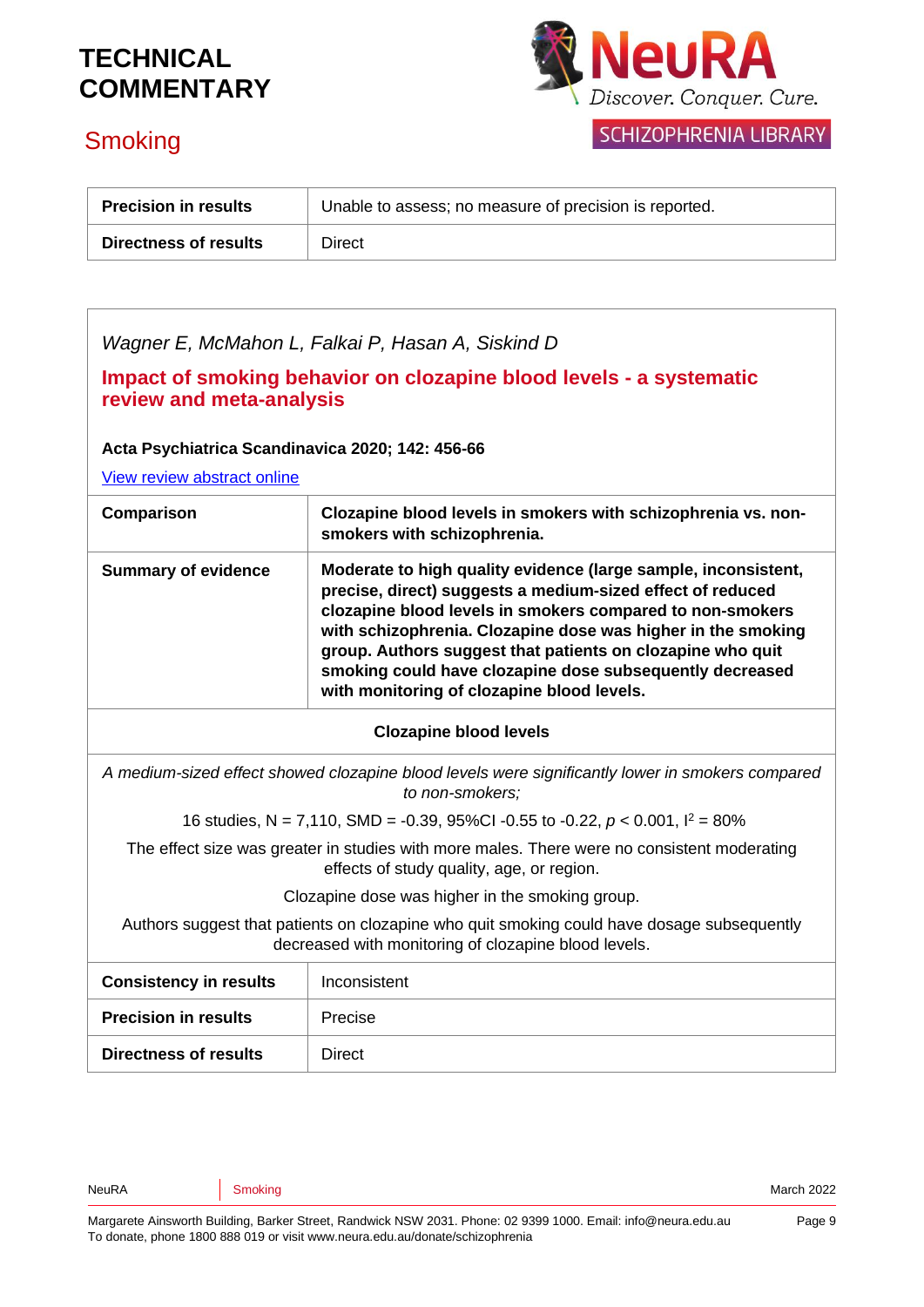| | |
|---|---|
| **Precision in results** | Unable to assess; no measure of precision is reported. |
| **Directness of results** | Direct |

*Wagner E, McMahon L, Falkai P, Hasan A, Siskind D*

**Impact of smoking behavior on clozapine blood levels - a systematic review and meta-analysis**

**Acta Psychiatrica Scandinavica 2020; 142: 456-66**

View review abstract online

| | |
|---|---|
| **Comparison** | **Clozapine blood levels in smokers with schizophrenia vs. non-smokers with schizophrenia.** |
| **Summary of evidence** | **Moderate to high quality evidence (large sample, inconsistent, precise, direct) suggests a medium-sized effect of reduced clozapine blood levels in smokers compared to non-smokers with schizophrenia. Clozapine dose was higher in the smoking group. Authors suggest that patients on clozapine who quit smoking could have clozapine dose subsequently decreased with monitoring of clozapine blood levels.** |

**Clozapine blood levels**

*A medium-sized effect showed clozapine blood levels were significantly lower in smokers compared to non-smokers;*

16 studies, N = 7,110, SMD = -0.39, 95%CI -0.55 to -0.22, $p < 0.001$, $I^2 = 80\%$

The effect size was greater in studies with more males. There were no consistent moderating effects of study quality, age, or region.

Clozapine dose was higher in the smoking group.

Authors suggest that patients on clozapine who quit smoking could have dosage subsequently decreased with monitoring of clozapine blood levels.

| | |
|---|---|
| **Consistency in results** | Inconsistent |
| **Precision in results** | Precise |
| **Directness of results** | Direct |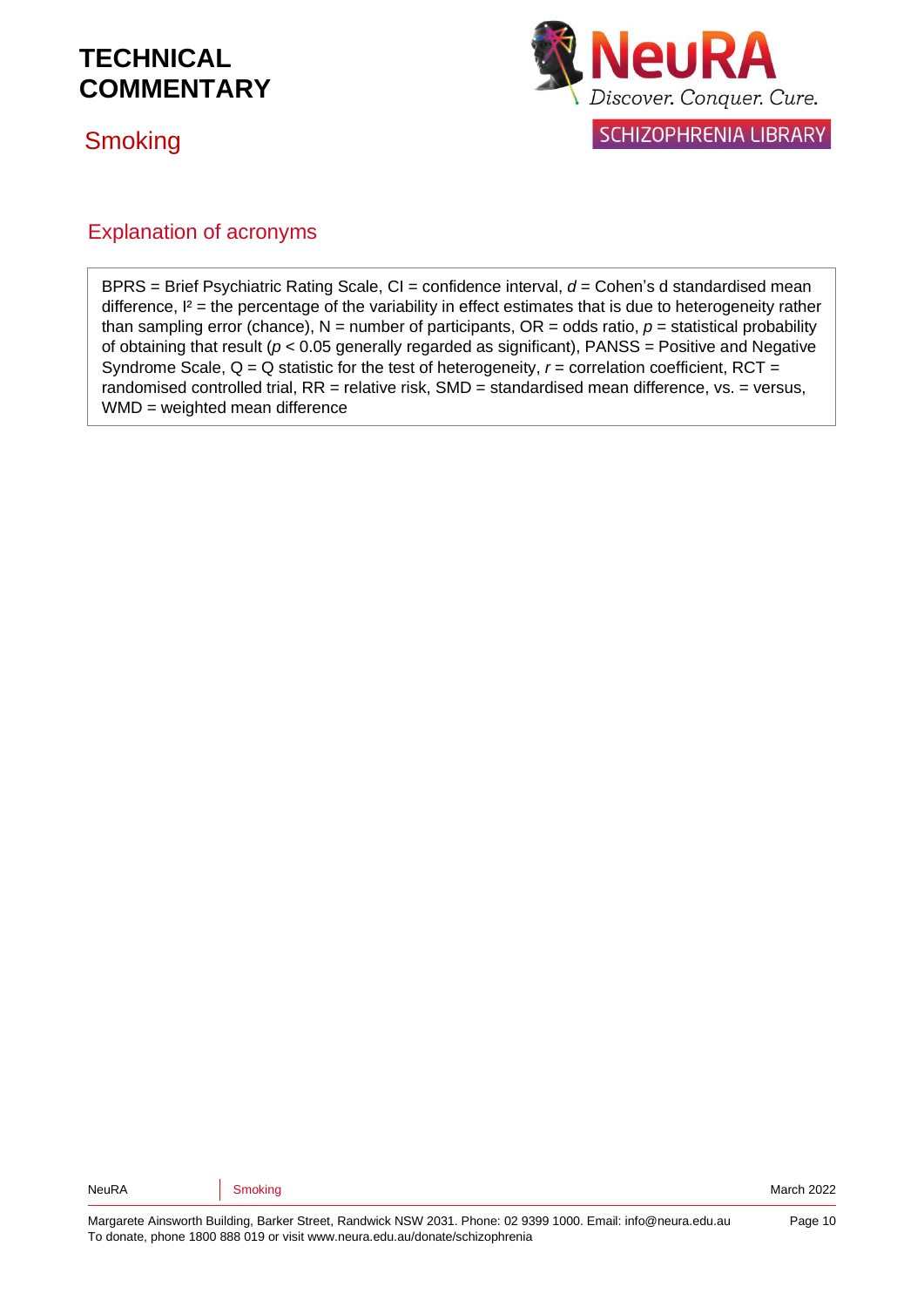## Explanation of acronyms

BPRS = Brief Psychiatric Rating Scale, CI = confidence interval, *d* = Cohen's d standardised mean difference, $I^2$ = the percentage of the variability in effect estimates that is due to heterogeneity rather than sampling error (chance), N = number of participants, OR = odds ratio, *p* = statistical probability of obtaining that result ($p < 0.05$ generally regarded as significant), PANSS = Positive and Negative Syndrome Scale, Q = Q statistic for the test of heterogeneity, *r* = correlation coefficient, RCT = randomised controlled trial, RR = relative risk, SMD = standardised mean difference, vs. = versus, WMD = weighted mean difference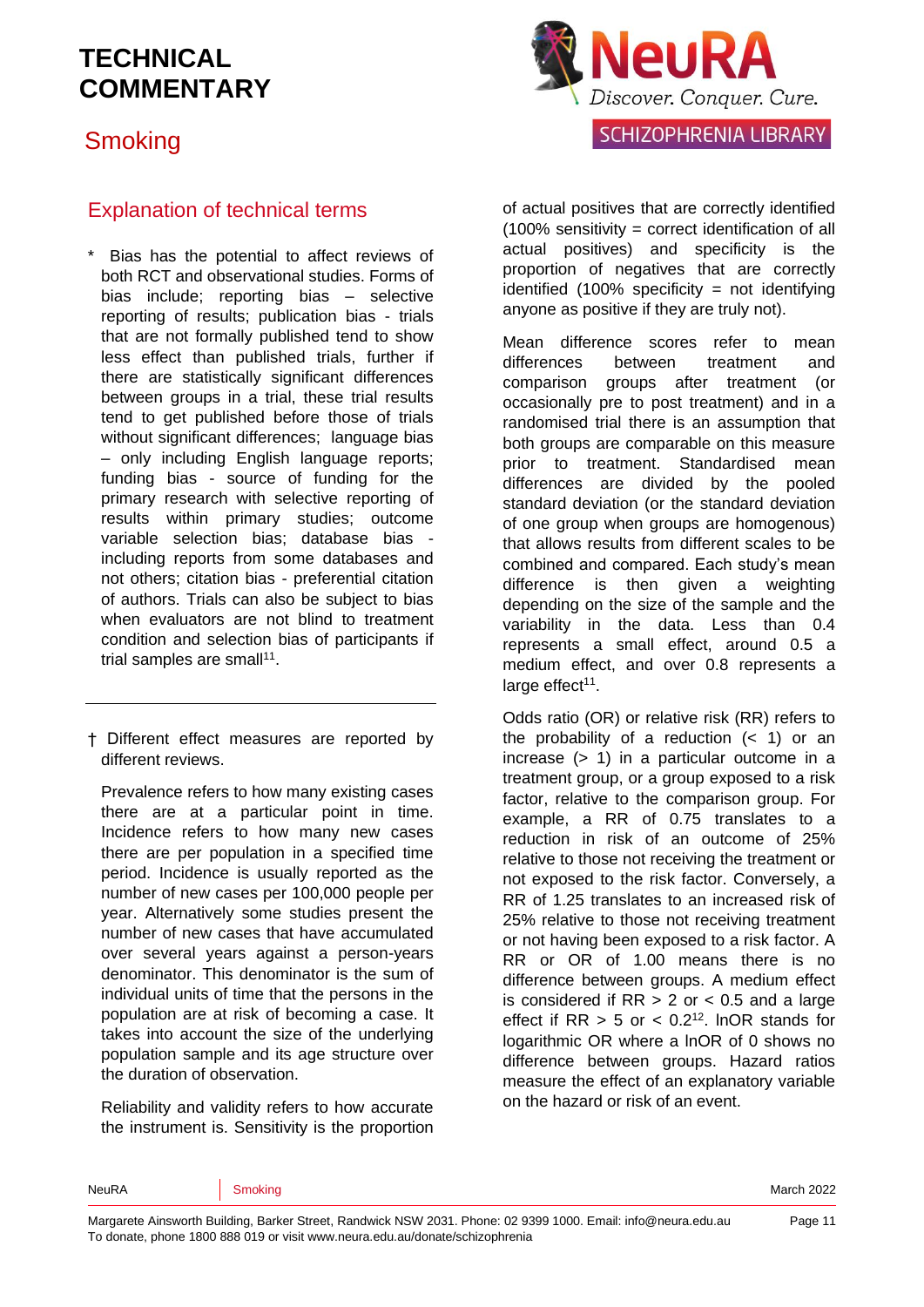## Explanation of technical terms

\* Bias has the potential to affect reviews of both RCT and observational studies. Forms of bias include; reporting bias – selective reporting of results; publication bias - trials that are not formally published tend to show less effect than published trials, further if there are statistically significant differences between groups in a trial, these trial results tend to get published before those of trials without significant differences; language bias – only including English language reports; funding bias - source of funding for the primary research with selective reporting of results within primary studies; outcome variable selection bias; database bias - including reports from some databases and not others; citation bias - preferential citation of authors. Trials can also be subject to bias when evaluators are not blind to treatment condition and selection bias of participants if trial samples are small[11].

---

† Different effect measures are reported by different reviews.

Prevalence refers to how many existing cases there are at a particular point in time. Incidence refers to how many new cases there are per population in a specified time period. Incidence is usually reported as the number of new cases per 100,000 people per year. Alternatively some studies present the number of new cases that have accumulated over several years against a person-years denominator. This denominator is the sum of individual units of time that the persons in the population are at risk of becoming a case. It takes into account the size of the underlying population sample and its age structure over the duration of observation.

Reliability and validity refers to how accurate the instrument is. Sensitivity is the proportion of actual positives that are correctly identified (100% sensitivity = correct identification of all actual positives) and specificity is the proportion of negatives that are correctly identified (100% specificity = not identifying anyone as positive if they are truly not).

Mean difference scores refer to mean differences between treatment and comparison groups after treatment (or occasionally pre to post treatment) and in a randomised trial there is an assumption that both groups are comparable on this measure prior to treatment. Standardised mean differences are divided by the pooled standard deviation (or the standard deviation of one group when groups are homogenous) that allows results from different scales to be combined and compared. Each study's mean difference is then given a weighting depending on the size of the sample and the variability in the data. Less than 0.4 represents a small effect, around 0.5 a medium effect, and over 0.8 represents a large effect[11].

Odds ratio (OR) or relative risk (RR) refers to the probability of a reduction (< 1) or an increase (> 1) in a particular outcome in a treatment group, or a group exposed to a risk factor, relative to the comparison group. For example, a RR of 0.75 translates to a reduction in risk of an outcome of 25% relative to those not receiving the treatment or not exposed to the risk factor. Conversely, a RR of 1.25 translates to an increased risk of 25% relative to those not receiving treatment or not having been exposed to a risk factor. A RR or OR of 1.00 means there is no difference between groups. A medium effect is considered if RR > 2 or < 0.5 and a large effect if RR > 5 or < 0.2[12]. lnOR stands for logarithmic OR where a lnOR of 0 shows no difference between groups. Hazard ratios measure the effect of an explanatory variable on the hazard or risk of an event.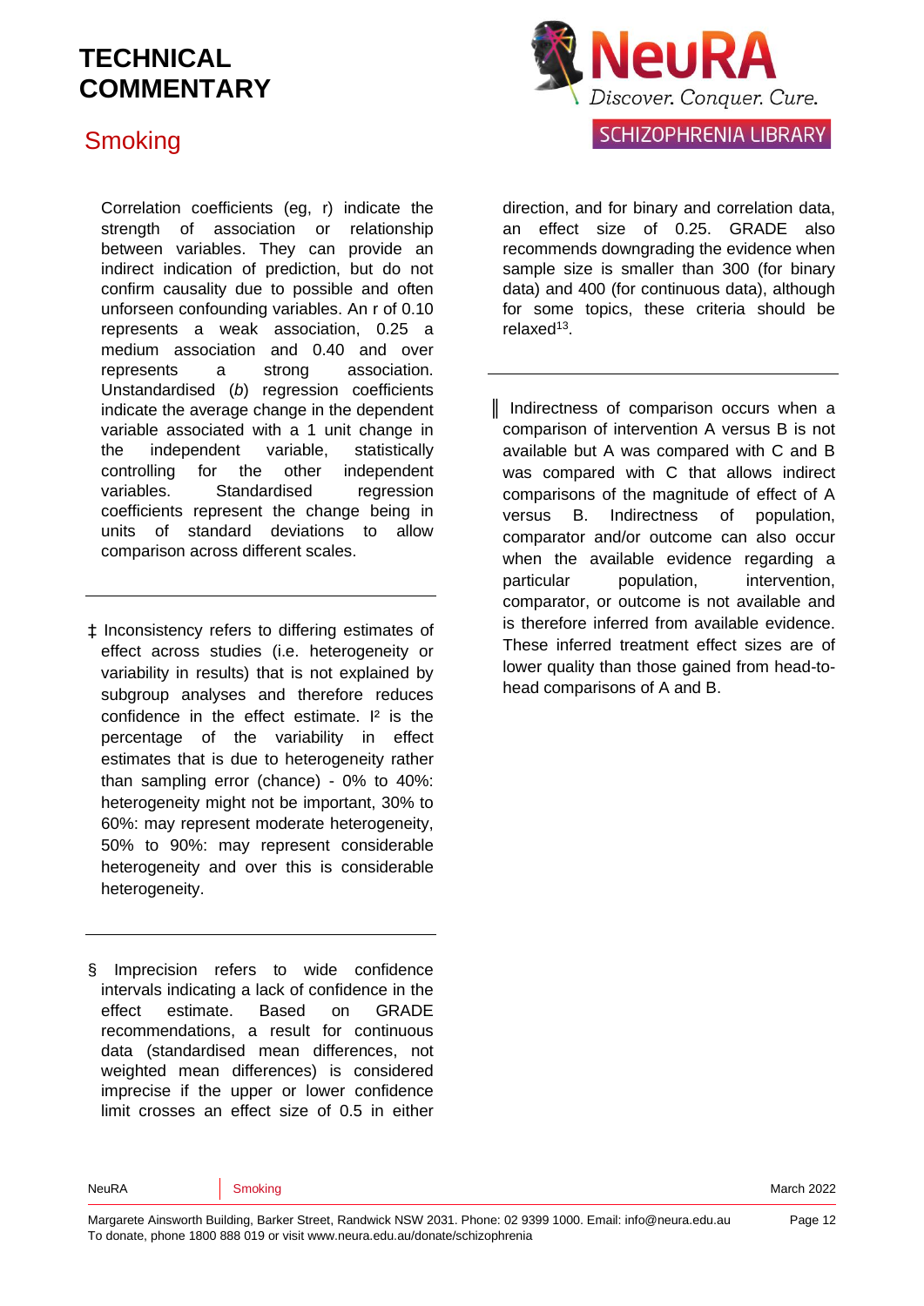Correlation coefficients (eg, r) indicate the strength of association or relationship between variables. They can provide an indirect indication of prediction, but do not confirm causality due to possible and often unforseen confounding variables. An r of 0.10 represents a weak association, 0.25 a medium association and 0.40 and over represents a strong association. Unstandardised (*b*) regression coefficients indicate the average change in the dependent variable associated with a 1 unit change in the independent variable, statistically controlling for the other independent variables. Standardised regression coefficients represent the change being in units of standard deviations to allow comparison across different scales.

---

‡ Inconsistency refers to differing estimates of effect across studies (i.e. heterogeneity or variability in results) that is not explained by subgroup analyses and therefore reduces confidence in the effect estimate. I² is the percentage of the variability in effect estimates that is due to heterogeneity rather than sampling error (chance) - 0% to 40%: heterogeneity might not be important, 30% to 60%: may represent moderate heterogeneity, 50% to 90%: may represent considerable heterogeneity and over this is considerable heterogeneity.

---

§ Imprecision refers to wide confidence intervals indicating a lack of confidence in the effect estimate. Based on GRADE recommendations, a result for continuous data (standardised mean differences, not weighted mean differences) is considered imprecise if the upper or lower confidence limit crosses an effect size of 0.5 in either direction, and for binary and correlation data, an effect size of 0.25. GRADE also recommends downgrading the evidence when sample size is smaller than 300 (for binary data) and 400 (for continuous data), although for some topics, these criteria should be relaxed[13].

---

‖ Indirectness of comparison occurs when a comparison of intervention A versus B is not available but A was compared with C and B was compared with C that allows indirect comparisons of the magnitude of effect of A versus B. Indirectness of population, comparator and/or outcome can also occur when the available evidence regarding a particular population, intervention, comparator, or outcome is not available and is therefore inferred from available evidence. These inferred treatment effect sizes are of lower quality than those gained from head-to-head comparisons of A and B.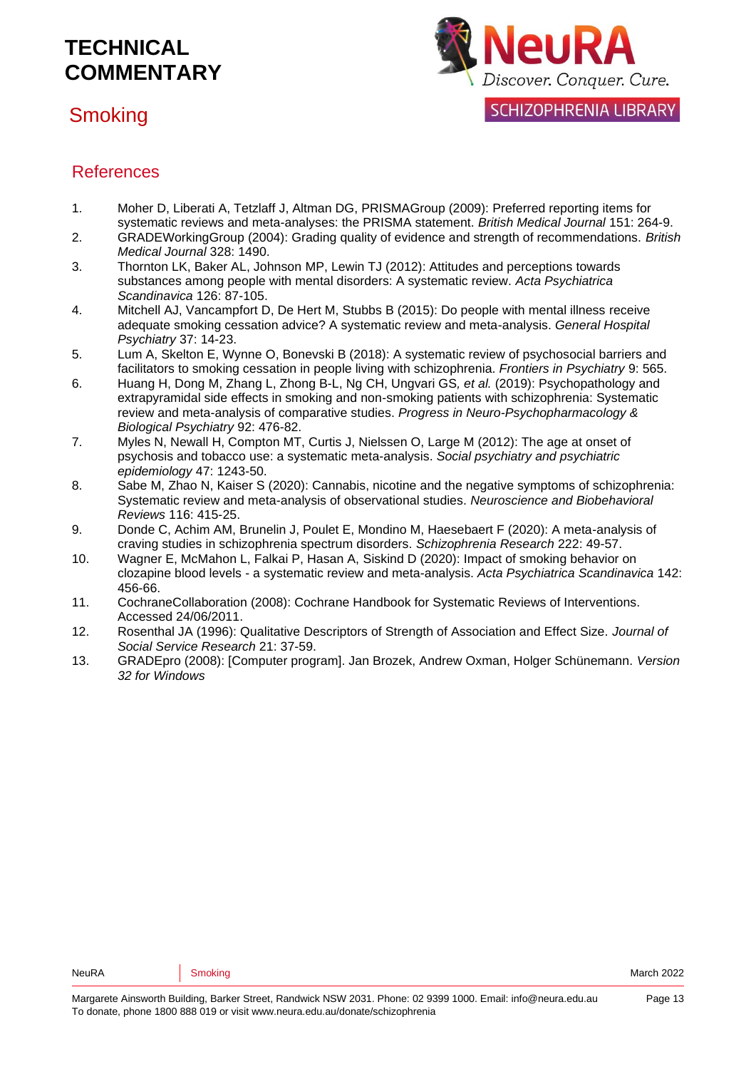## References

1. Moher D, Liberati A, Tetzlaff J, Altman DG, PRISMAGroup (2009): Preferred reporting items for systematic reviews and meta-analyses: the PRISMA statement. *British Medical Journal* 151: 264-9.
2. GRADEWorkingGroup (2004): Grading quality of evidence and strength of recommendations. *British Medical Journal* 328: 1490.
3. Thornton LK, Baker AL, Johnson MP, Lewin TJ (2012): Attitudes and perceptions towards substances among people with mental disorders: A systematic review. *Acta Psychiatrica Scandinavica* 126: 87-105.
4. Mitchell AJ, Vancampfort D, De Hert M, Stubbs B (2015): Do people with mental illness receive adequate smoking cessation advice? A systematic review and meta-analysis. *General Hospital Psychiatry* 37: 14-23.
5. Lum A, Skelton E, Wynne O, Bonevski B (2018): A systematic review of psychosocial barriers and facilitators to smoking cessation in people living with schizophrenia. *Frontiers in Psychiatry* 9: 565.
6. Huang H, Dong M, Zhang L, Zhong B-L, Ng CH, Ungvari GS*, et al.* (2019): Psychopathology and extrapyramidal side effects in smoking and non-smoking patients with schizophrenia: Systematic review and meta-analysis of comparative studies. *Progress in Neuro-Psychopharmacology & Biological Psychiatry* 92: 476-82.
7. Myles N, Newall H, Compton MT, Curtis J, Nielssen O, Large M (2012): The age at onset of psychosis and tobacco use: a systematic meta-analysis. *Social psychiatry and psychiatric epidemiology* 47: 1243-50.
8. Sabe M, Zhao N, Kaiser S (2020): Cannabis, nicotine and the negative symptoms of schizophrenia: Systematic review and meta-analysis of observational studies. *Neuroscience and Biobehavioral Reviews* 116: 415-25.
9. Donde C, Achim AM, Brunelin J, Poulet E, Mondino M, Haesebaert F (2020): A meta-analysis of craving studies in schizophrenia spectrum disorders. *Schizophrenia Research* 222: 49-57.
10. Wagner E, McMahon L, Falkai P, Hasan A, Siskind D (2020): Impact of smoking behavior on clozapine blood levels - a systematic review and meta-analysis. *Acta Psychiatrica Scandinavica* 142: 456-66.
11. CochraneCollaboration (2008): Cochrane Handbook for Systematic Reviews of Interventions. Accessed 24/06/2011.
12. Rosenthal JA (1996): Qualitative Descriptors of Strength of Association and Effect Size. *Journal of Social Service Research* 21: 37-59.
13. GRADEpro (2008): [Computer program]. Jan Brozek, Andrew Oxman, Holger Schünemann. *Version 32 for Windows*